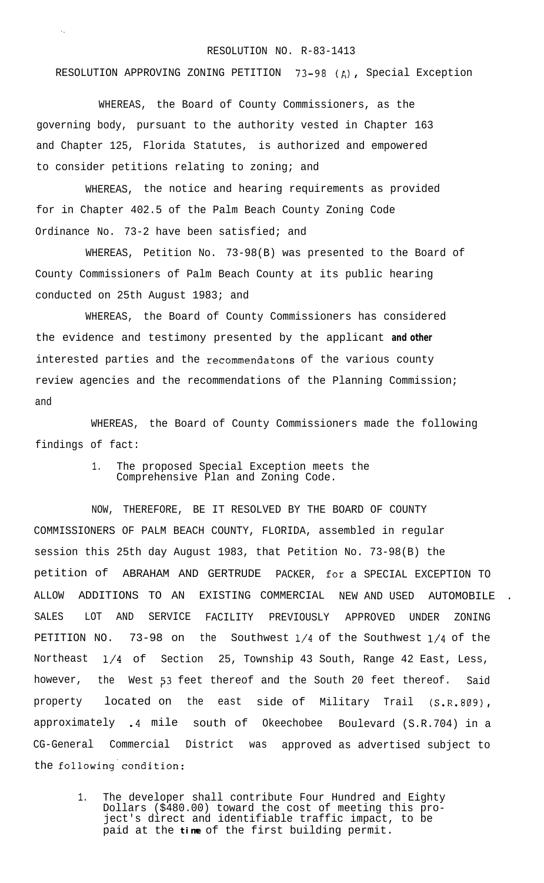RESOLUTION NO. R-83-1413

RESOLUTION APPROVING ZONING PETITION 73-98 (A), Special Exception

WHEREAS, the Board of County Commissioners, as the governing body, pursuant to the authority vested in Chapter 163 and Chapter 125, Florida Statutes, is authorized and empowered to consider petitions relating to zoning; and

WHEREAS, the notice and hearing requirements as provided for in Chapter 402.5 of the Palm Beach County Zoning Code Ordinance No. 73-2 have been satisfied; and

WHEREAS, Petition No. 73-98(B) was presented to the Board of County Commissioners of Palm Beach County at its public hearing conducted on 25th August 1983; and

WHEREAS, the Board of County Commissioners has considered the evidence and testimony presented by the applicant and other interested parties and the recommendatons of the various county review agencies and the recommendations of the Planning Commission; and

WHEREAS, the Board of County Commissioners made the following findings of fact:

1. The proposed Special Exception meets the Comprehensive Plan and Zoning Code.

NOW, THEREFORE, BE IT RESOLVED BY THE BOARD OF COUNTY COMMISSIONERS OF PALM BEACH COUNTY, FLORIDA, assembled in regular session this 25th day August 1983, that Petition No. 73-98(B) the petition of ABRAHAM AND GERTRUDE PACKER, for a SPECIAL EXCEPTION TO ALLOW ADDITIONS TO AN EXISTING COMMERCIAL NEW AND USED AUTOMOBILE SALES LOT AND SERVICE FACILITY PREVIOUSLY APPROVED UNDER ZONING PETITION NO. 73-98 on the Southwest 1/4 of the Southwest 1/4 of the Northeast 1/4 of Section 25, Township 43 South, Range 42 East, Less, however, the West 53 feet thereof and the South 20 feet thereof. Said property located on the east side of Military Trail (S.R.809), approximately .4 mile south of Okeechobee Boulevard (S.R.704) in a CG-General Commercial District was approved as advertised subject to the following condition:

1. The developer shall contribute Four Hundred and Eighty Dollars ($480.00) toward the cost of meeting this project's direct and identifiable traffic impact, to be paid at the time of the first building permit.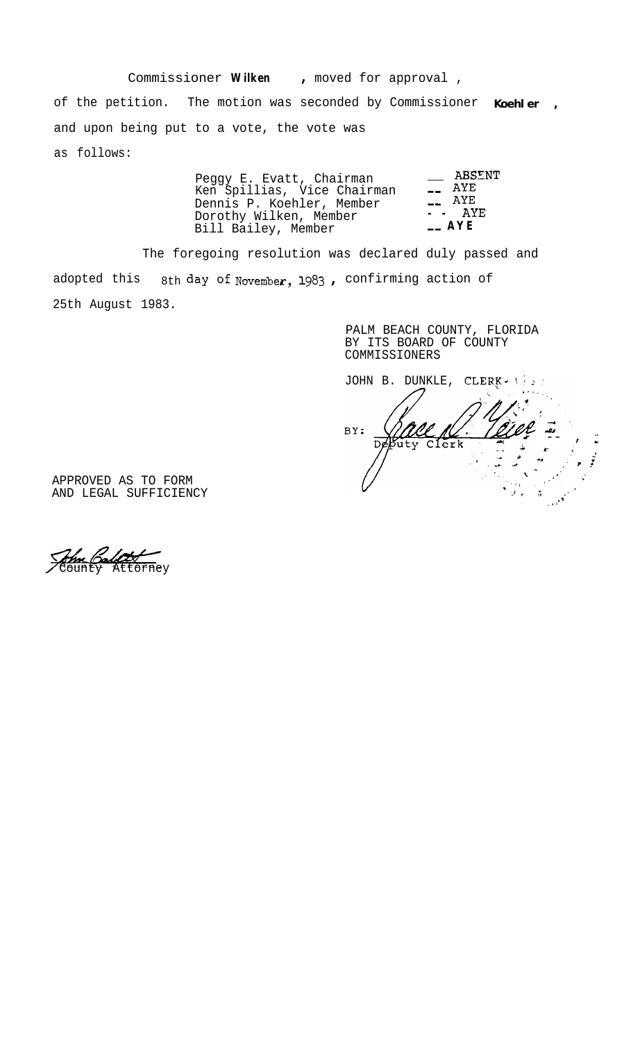Commissioner **Wilken** , moved for approval ,

of the petition. The motion was seconded by Commissioner **Koehler** ,

and upon being put to a vote, the vote was

as follows:

| | |
|---|---|
| Peggy E. Evatt, Chairman | __ ABSENT |
| Ken Spillias, Vice Chairman | -- AYE |
| Dennis P. Koehler, Member | -- AYE |
| Dorothy Wilken, Member | - - AYE |
| Bill Bailey, Member | -- AYE |

The foregoing resolution was declared duly passed and adopted this 8th day of November, 1983 , confirming action of 25th August 1983.

PALM BEACH COUNTY, FLORIDA
BY ITS BOARD OF COUNTY
COMMISSIONERS

JOHN B. DUNKLE, CLERK

BY: ____________________
Deputy Clerk

APPROVED AS TO FORM
AND LEGAL SUFFICIENCY

____________________
County Attorney